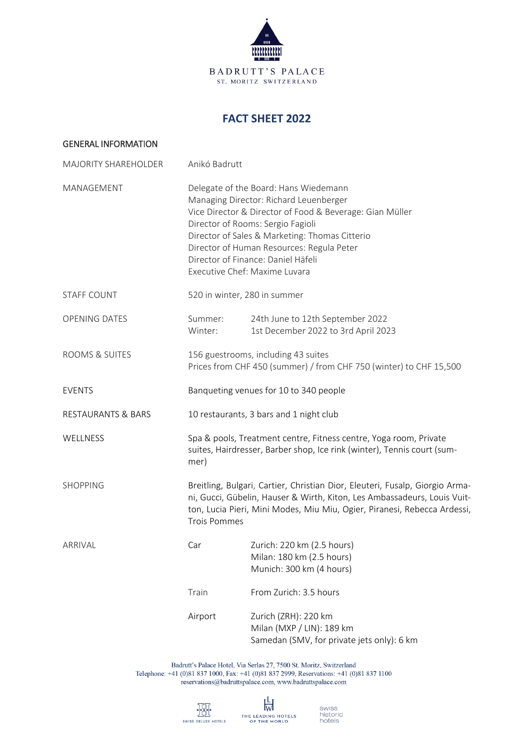BADRUTT'S PALACE
ST. MORITZ SWITZERLAND

# FACT SHEET 2022

## GENERAL INFORMATION

| | | |
|---|---|---|
| MAJORITY SHAREHOLDER | Anikó Badrutt | |
| MANAGEMENT | Delegate of the Board: Hans Wiedemann<br>Managing Director: Richard Leuenberger<br>Vice Director & Director of Food & Beverage: Gian Müller<br>Director of Rooms: Sergio Fagioli<br>Director of Sales & Marketing: Thomas Citterio<br>Director of Human Resources: Regula Peter<br>Director of Finance: Daniel Häfeli<br>Executive Chef: Maxime Luvara | |
| STAFF COUNT | 520 in winter, 280 in summer | |
| OPENING DATES | Summer: | 24th June to 12th September 2022 |
| | Winter: | 1st December 2022 to 3rd April 2023 |
| ROOMS & SUITES | 156 guestrooms, including 43 suites<br>Prices from CHF 450 (summer) / from CHF 750 (winter) to CHF 15,500 | |
| EVENTS | Banqueting venues for 10 to 340 people | |
| RESTAURANTS & BARS | 10 restaurants, 3 bars and 1 night club | |
| WELLNESS | Spa & pools, Treatment centre, Fitness centre, Yoga room, Private suites, Hairdresser, Barber shop, Ice rink (winter), Tennis court (summer) | |
| SHOPPING | Breitling, Bulgari, Cartier, Christian Dior, Eleuteri, Fusalp, Giorgio Armani, Gucci, Gübelin, Hauser & Wirth, Kiton, Les Ambassadeurs, Louis Vuitton, Lucia Pieri, Mini Modes, Miu Miu, Ogier, Piranesi, Rebecca Ardessi, Trois Pommes | |
| ARRIVAL | Car | Zurich: 220 km (2.5 hours)<br>Milan: 180 km (2.5 hours)<br>Munich: 300 km (4 hours) |
| | Train | From Zurich: 3.5 hours |
| | Airport | Zurich (ZRH): 220 km<br>Milan (MXP / LIN): 189 km<br>Samedan (SMV, for private jets only): 6 km |

Badrutt's Palace Hotel, Via Serlas 27, 7500 St. Moritz, Switzerland
Telephone: +41 (0)81 837 1000, Fax: +41 (0)81 837 2999, Reservations: +41 (0)81 837 1100
reservations@badruttspalace.com, www.badruttspalace.com

SWISS DELUXE HOTELS · THE LEADING HOTELS OF THE WORLD · swiss historic hotels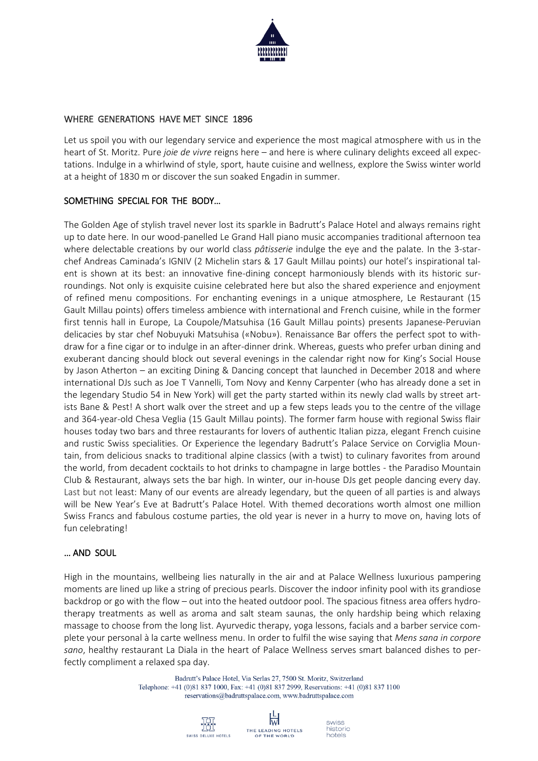## WHERE GENERATIONS HAVE MET SINCE 1896

Let us spoil you with our legendary service and experience the most magical atmosphere with us in the heart of St. Moritz. Pure *joie de vivre* reigns here – and here is where culinary delights exceed all expectations. Indulge in a whirlwind of style, sport, haute cuisine and wellness, explore the Swiss winter world at a height of 1830 m or discover the sun soaked Engadin in summer.

## SOMETHING SPECIAL FOR THE BODY…

The Golden Age of stylish travel never lost its sparkle in Badrutt's Palace Hotel and always remains right up to date here. In our wood-panelled Le Grand Hall piano music accompanies traditional afternoon tea where delectable creations by our world class *pâtisserie* indulge the eye and the palate. In the 3-star-chef Andreas Caminada's IGNIV (2 Michelin stars & 17 Gault Millau points) our hotel's inspirational talent is shown at its best: an innovative fine-dining concept harmoniously blends with its historic surroundings. Not only is exquisite cuisine celebrated here but also the shared experience and enjoyment of refined menu compositions. For enchanting evenings in a unique atmosphere, Le Restaurant (15 Gault Millau points) offers timeless ambience with international and French cuisine, while in the former first tennis hall in Europe, La Coupole/Matsuhisa (16 Gault Millau points) presents Japanese-Peruvian delicacies by star chef Nobuyuki Matsuhisa («Nobu»). Renaissance Bar offers the perfect spot to withdraw for a fine cigar or to indulge in an after-dinner drink. Whereas, guests who prefer urban dining and exuberant dancing should block out several evenings in the calendar right now for King's Social House by Jason Atherton – an exciting Dining & Dancing concept that launched in December 2018 and where international DJs such as Joe T Vannelli, Tom Novy and Kenny Carpenter (who has already done a set in the legendary Studio 54 in New York) will get the party started within its newly clad walls by street artists Bane & Pest! A short walk over the street and up a few steps leads you to the centre of the village and 364-year-old Chesa Veglia (15 Gault Millau points). The former farm house with regional Swiss flair houses today two bars and three restaurants for lovers of authentic Italian pizza, elegant French cuisine and rustic Swiss specialities. Or Experience the legendary Badrutt's Palace Service on Corviglia Mountain, from delicious snacks to traditional alpine classics (with a twist) to culinary favorites from around the world, from decadent cocktails to hot drinks to champagne in large bottles - the Paradiso Mountain Club & Restaurant, always sets the bar high. In winter, our in-house DJs get people dancing every day. Last but not least: Many of our events are already legendary, but the queen of all parties is and always will be New Year's Eve at Badrutt's Palace Hotel. With themed decorations worth almost one million Swiss Francs and fabulous costume parties, the old year is never in a hurry to move on, having lots of fun celebrating!

## … AND SOUL

High in the mountains, wellbeing lies naturally in the air and at Palace Wellness luxurious pampering moments are lined up like a string of precious pearls. Discover the indoor infinity pool with its grandiose backdrop or go with the flow – out into the heated outdoor pool. The spacious fitness area offers hydrotherapy treatments as well as aroma and salt steam saunas, the only hardship being which relaxing massage to choose from the long list. Ayurvedic therapy, yoga lessons, facials and a barber service complete your personal à la carte wellness menu. In order to fulfil the wise saying that *Mens sana in corpore sano*, healthy restaurant La Diala in the heart of Palace Wellness serves smart balanced dishes to perfectly compliment a relaxed spa day.

Badrutt's Palace Hotel, Via Serlas 27, 7500 St. Moritz, Switzerland
Telephone: +41 (0)81 837 1000, Fax: +41 (0)81 837 2999, Reservations: +41 (0)81 837 1100
reservations@badruttspalace.com, www.badruttspalace.com

SWISS DELUXE HOTELS THE LEADING HOTELS OF THE WORLD swiss historic hotels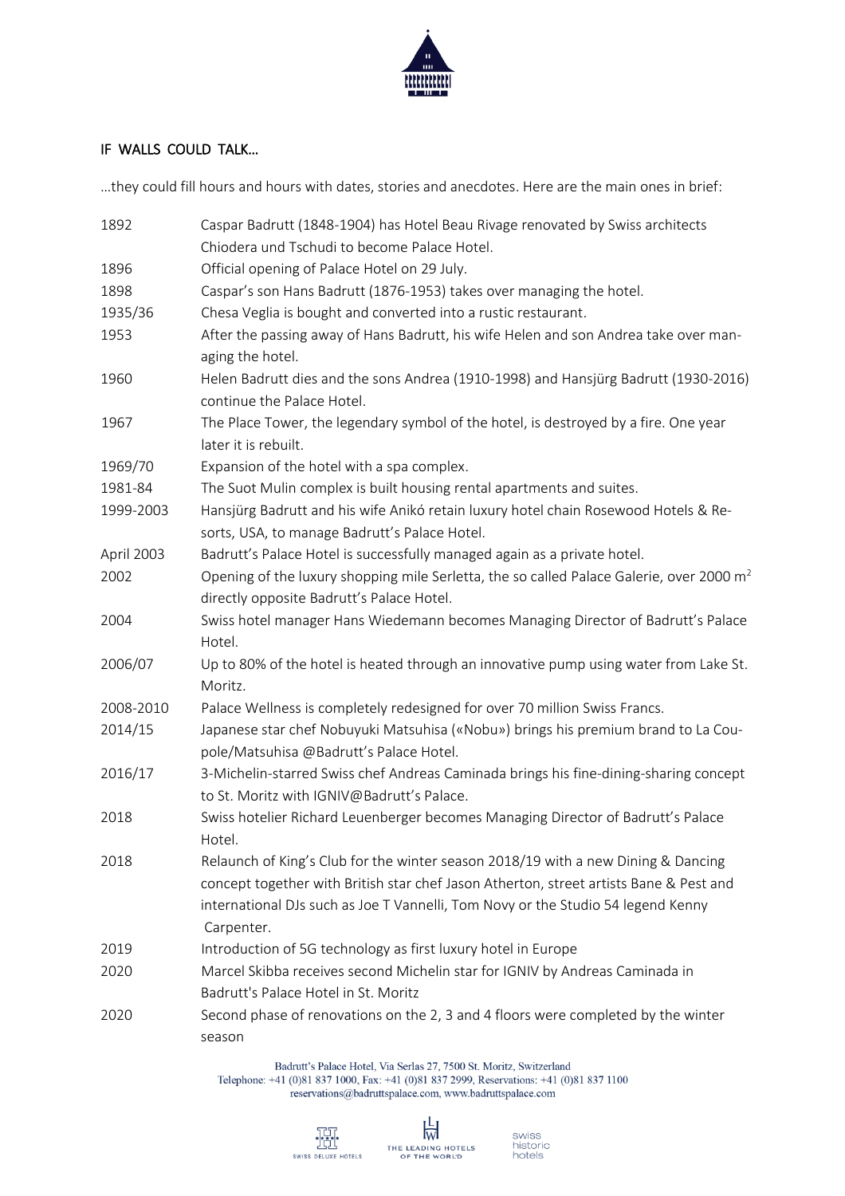## IF WALLS COULD TALK…

…they could fill hours and hours with dates, stories and anecdotes. Here are the main ones in brief:

| | |
|---|---|
| 1892 | Caspar Badrutt (1848-1904) has Hotel Beau Rivage renovated by Swiss architects Chiodera und Tschudi to become Palace Hotel. |
| 1896 | Official opening of Palace Hotel on 29 July. |
| 1898 | Caspar's son Hans Badrutt (1876-1953) takes over managing the hotel. |
| 1935/36 | Chesa Veglia is bought and converted into a rustic restaurant. |
| 1953 | After the passing away of Hans Badrutt, his wife Helen and son Andrea take over managing the hotel. |
| 1960 | Helen Badrutt dies and the sons Andrea (1910-1998) and Hansjürg Badrutt (1930-2016) continue the Palace Hotel. |
| 1967 | The Place Tower, the legendary symbol of the hotel, is destroyed by a fire. One year later it is rebuilt. |
| 1969/70 | Expansion of the hotel with a spa complex. |
| 1981-84 | The Suot Mulin complex is built housing rental apartments and suites. |
| 1999-2003 | Hansjürg Badrutt and his wife Anikó retain luxury hotel chain Rosewood Hotels & Resorts, USA, to manage Badrutt's Palace Hotel. |
| April 2003 | Badrutt's Palace Hotel is successfully managed again as a private hotel. |
| 2002 | Opening of the luxury shopping mile Serletta, the so called Palace Galerie, over 2000 $m^2$ directly opposite Badrutt's Palace Hotel. |
| 2004 | Swiss hotel manager Hans Wiedemann becomes Managing Director of Badrutt's Palace Hotel. |
| 2006/07 | Up to 80% of the hotel is heated through an innovative pump using water from Lake St. Moritz. |
| 2008-2010 | Palace Wellness is completely redesigned for over 70 million Swiss Francs. |
| 2014/15 | Japanese star chef Nobuyuki Matsuhisa («Nobu») brings his premium brand to La Coupole/Matsuhisa @Badrutt's Palace Hotel. |
| 2016/17 | 3-Michelin-starred Swiss chef Andreas Caminada brings his fine-dining-sharing concept to St. Moritz with IGNIV@Badrutt's Palace. |
| 2018 | Swiss hotelier Richard Leuenberger becomes Managing Director of Badrutt's Palace Hotel. |
| 2018 | Relaunch of King's Club for the winter season 2018/19 with a new Dining & Dancing concept together with British star chef Jason Atherton, street artists Bane & Pest and international DJs such as Joe T Vannelli, Tom Novy or the Studio 54 legend Kenny Carpenter. |
| 2019 | Introduction of 5G technology as first luxury hotel in Europe |
| 2020 | Marcel Skibba receives second Michelin star for IGNIV by Andreas Caminada in Badrutt's Palace Hotel in St. Moritz |
| 2020 | Second phase of renovations on the 2, 3 and 4 floors were completed by the winter season |

Badrutt's Palace Hotel, Via Serlas 27, 7500 St. Moritz, Switzerland
Telephone: +41 (0)81 837 1000, Fax: +41 (0)81 837 2999, Reservations: +41 (0)81 837 1100
reservations@badruttspalace.com, www.badruttspalace.com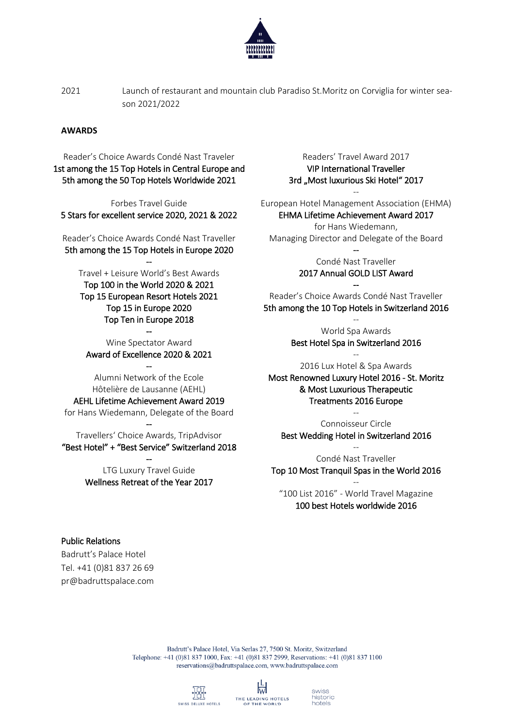2021 Launch of restaurant and mountain club Paradiso St.Moritz on Corviglia for winter season 2021/2022

**AWARDS**

Reader's Choice Awards Condé Nast Traveler
1st among the 15 Top Hotels in Central Europe and 5th among the 50 Top Hotels Worldwide 2021

Forbes Travel Guide
5 Stars for excellent service 2020, 2021 & 2022

Reader's Choice Awards Condé Nast Traveller
5th among the 15 Top Hotels in Europe 2020

--

Travel + Leisure World's Best Awards
Top 100 in the World 2020 & 2021
Top 15 European Resort Hotels 2021
Top 15 in Europe 2020
Top Ten in Europe 2018

--

Wine Spectator Award
Award of Excellence 2020 & 2021

--

Alumni Network of the Ecole Hôtelière de Lausanne (AEHL)
AEHL Lifetime Achievement Award 2019
for Hans Wiedemann, Delegate of the Board

--

Travellers' Choice Awards, TripAdvisor
"Best Hotel" + "Best Service" Switzerland 2018

--

LTG Luxury Travel Guide
Wellness Retreat of the Year 2017

Readers' Travel Award 2017
VIP International Traveller
3rd „Most luxurious Ski Hotel" 2017

--

European Hotel Management Association (EHMA)
EHMA Lifetime Achievement Award 2017
for Hans Wiedemann,
Managing Director and Delegate of the Board

--

Condé Nast Traveller
2017 Annual GOLD LIST Award

--

Reader's Choice Awards Condé Nast Traveller
5th among the 10 Top Hotels in Switzerland 2016

--

World Spa Awards
Best Hotel Spa in Switzerland 2016

--

2016 Lux Hotel & Spa Awards
Most Renowned Luxury Hotel 2016 - St. Moritz & Most Luxurious Therapeutic Treatments 2016 Europe

--

Connoisseur Circle
Best Wedding Hotel in Switzerland 2016

--

Condé Nast Traveller
Top 10 Most Tranquil Spas in the World 2016

--

"100 List 2016" - World Travel Magazine
100 best Hotels worldwide 2016

**Public Relations**
Badrutt's Palace Hotel
Tel. +41 (0)81 837 26 69
pr@badruttspalace.com

Badrutt's Palace Hotel, Via Serlas 27, 7500 St. Moritz, Switzerland
Telephone: +41 (0)81 837 1000, Fax: +41 (0)81 837 2999, Reservations: +41 (0)81 837 1100
reservations@badruttspalace.com, www.badruttspalace.com

SWISS DELUXE HOTELS · THE LEADING HOTELS OF THE WORLD · swiss historic hotels